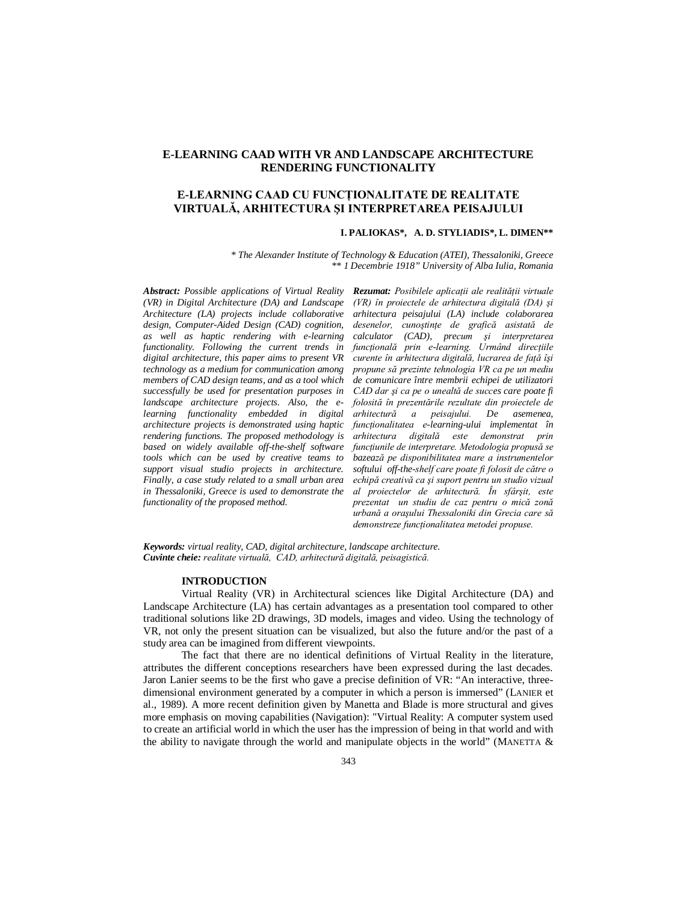# E-LEARNING CAAD WITH VR AND LANDSCAPE ARCHITECTURE RENDERING FUNCTIONALITY

# E-LEARNING CAAD CU FUNCȚIONALITATE DE REALITATE VIRTUALĂ, ARHITECTURA ŞI INTERPRETAREA PEISAJULUI

**I. PALIOKAS\*, A. D. STYLIADIS\*, L. DIMEN\*\***

*\* The Alexander Institute of Technology & Education (ATEI), Thessaloniki, Greece*
*\*\* 1 Decembrie 1918" University of Alba Iulia, Romania*

***Abstract:*** *Possible applications of Virtual Reality (VR) in Digital Architecture (DA) and Landscape Architecture (LA) projects include collaborative design, Computer-Aided Design (CAD) cognition, as well as haptic rendering with e-learning functionality. Following the current trends in digital architecture, this paper aims to present VR technology as a medium for communication among members of CAD design teams, and as a tool which successfully be used for presentation purposes in landscape architecture projects. Also, the e-learning functionality embedded in digital architecture projects is demonstrated using haptic rendering functions. The proposed methodology is based on widely available off-the-shelf software tools which can be used by creative teams to support visual studio projects in architecture. Finally, a case study related to a small urban area in Thessaloniki, Greece is used to demonstrate the functionality of the proposed method.*

***Rezumat:*** *Posibilele aplicații ale realității virtuale (VR) în proiectele de arhitectura digitală (DA) şi arhitectura peisajului (LA) include colaborarea desenelor, cunoștințe de grafică asistată de calculator (CAD), precum şi interpretarea funcțională prin e-learning. Urmând direcțiile curente în arhitectura digitală, lucrarea de față își propune să prezinte tehnologia VR ca pe un mediu de comunicare între membrii echipei de utilizatori CAD dar şi ca pe o unealtă de succes care poate fi folosită în prezentările rezultate din proiectele de arhitectură a peisajului. De asemenea, funcționalitatea e-learning-ului implementat în arhitectura digitală este demonstrat prin funcțiunile de interpretare. Metodologia propusă se bazează pe disponibilitatea mare a instrumentelor softului off-the-shelf care poate fi folosit de către o echipă creativă ca şi suport pentru un studio vizual al proiectelor de arhitectură. În sfârşit, este prezentat un studiu de caz pentru o mică zonă urbană a orașului Thessaloniki din Grecia care să demonstreze funcționalitatea metodei propuse.*

***Keywords:*** *virtual reality, CAD, digital architecture, landscape architecture.*
***Cuvinte cheie:*** *realitate virtuală, CAD, arhitectură digitală, peisagistică.*

## INTRODUCTION

Virtual Reality (VR) in Architectural sciences like Digital Architecture (DA) and Landscape Architecture (LA) has certain advantages as a presentation tool compared to other traditional solutions like 2D drawings, 3D models, images and video. Using the technology of VR, not only the present situation can be visualized, but also the future and/or the past of a study area can be imagined from different viewpoints.

The fact that there are no identical definitions of Virtual Reality in the literature, attributes the different conceptions researchers have been expressed during the last decades. Jaron Lanier seems to be the first who gave a precise definition of VR: "An interactive, three-dimensional environment generated by a computer in which a person is immersed" (LANIER et al., 1989). A more recent definition given by Manetta and Blade is more structural and gives more emphasis on moving capabilities (Navigation): "Virtual Reality: A computer system used to create an artificial world in which the user has the impression of being in that world and with the ability to navigate through the world and manipulate objects in the world" (MANETTA &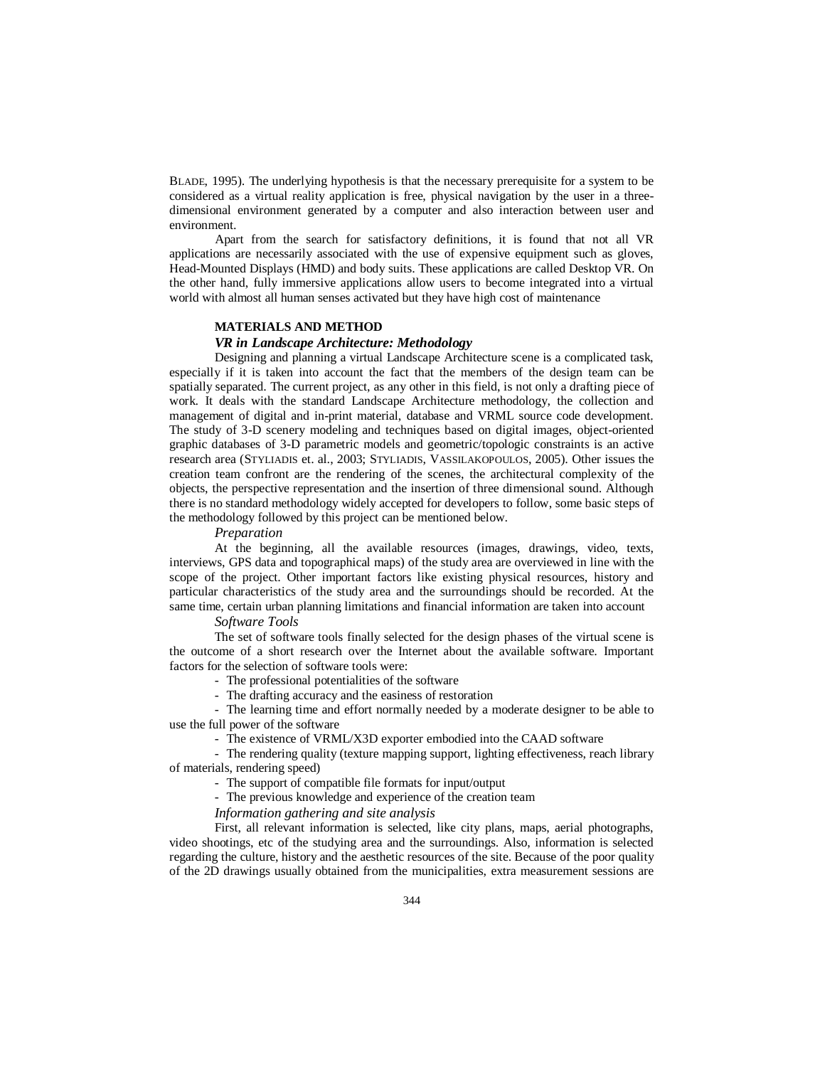BLADE, 1995). The underlying hypothesis is that the necessary prerequisite for a system to be considered as a virtual reality application is free, physical navigation by the user in a three-dimensional environment generated by a computer and also interaction between user and environment.

Apart from the search for satisfactory definitions, it is found that not all VR applications are necessarily associated with the use of expensive equipment such as gloves, Head-Mounted Displays (HMD) and body suits. These applications are called Desktop VR. On the other hand, fully immersive applications allow users to become integrated into a virtual world with almost all human senses activated but they have high cost of maintenance

## MATERIALS AND METHOD

### *VR in Landscape Architecture: Methodology*

Designing and planning a virtual Landscape Architecture scene is a complicated task, especially if it is taken into account the fact that the members of the design team can be spatially separated. The current project, as any other in this field, is not only a drafting piece of work. It deals with the standard Landscape Architecture methodology, the collection and management of digital and in-print material, database and VRML source code development. The study of 3-D scenery modeling and techniques based on digital images, object-oriented graphic databases of 3-D parametric models and geometric/topologic constraints is an active research area (STYLIADIS et. al., 2003; STYLIADIS, VASSILAKOPOULOS, 2005). Other issues the creation team confront are the rendering of the scenes, the architectural complexity of the objects, the perspective representation and the insertion of three dimensional sound. Although there is no standard methodology widely accepted for developers to follow, some basic steps of the methodology followed by this project can be mentioned below.

*Preparation*

At the beginning, all the available resources (images, drawings, video, texts, interviews, GPS data and topographical maps) of the study area are overviewed in line with the scope of the project. Other important factors like existing physical resources, history and particular characteristics of the study area and the surroundings should be recorded. At the same time, certain urban planning limitations and financial information are taken into account

*Software Tools*

The set of software tools finally selected for the design phases of the virtual scene is the outcome of a short research over the Internet about the available software. Important factors for the selection of software tools were:

- The professional potentialities of the software
- The drafting accuracy and the easiness of restoration
- The learning time and effort normally needed by a moderate designer to be able to use the full power of the software
- The existence of VRML/X3D exporter embodied into the CAAD software
- The rendering quality (texture mapping support, lighting effectiveness, reach library of materials, rendering speed)
- The support of compatible file formats for input/output
- The previous knowledge and experience of the creation team

*Information gathering and site analysis*

First, all relevant information is selected, like city plans, maps, aerial photographs, video shootings, etc of the studying area and the surroundings. Also, information is selected regarding the culture, history and the aesthetic resources of the site. Because of the poor quality of the 2D drawings usually obtained from the municipalities, extra measurement sessions are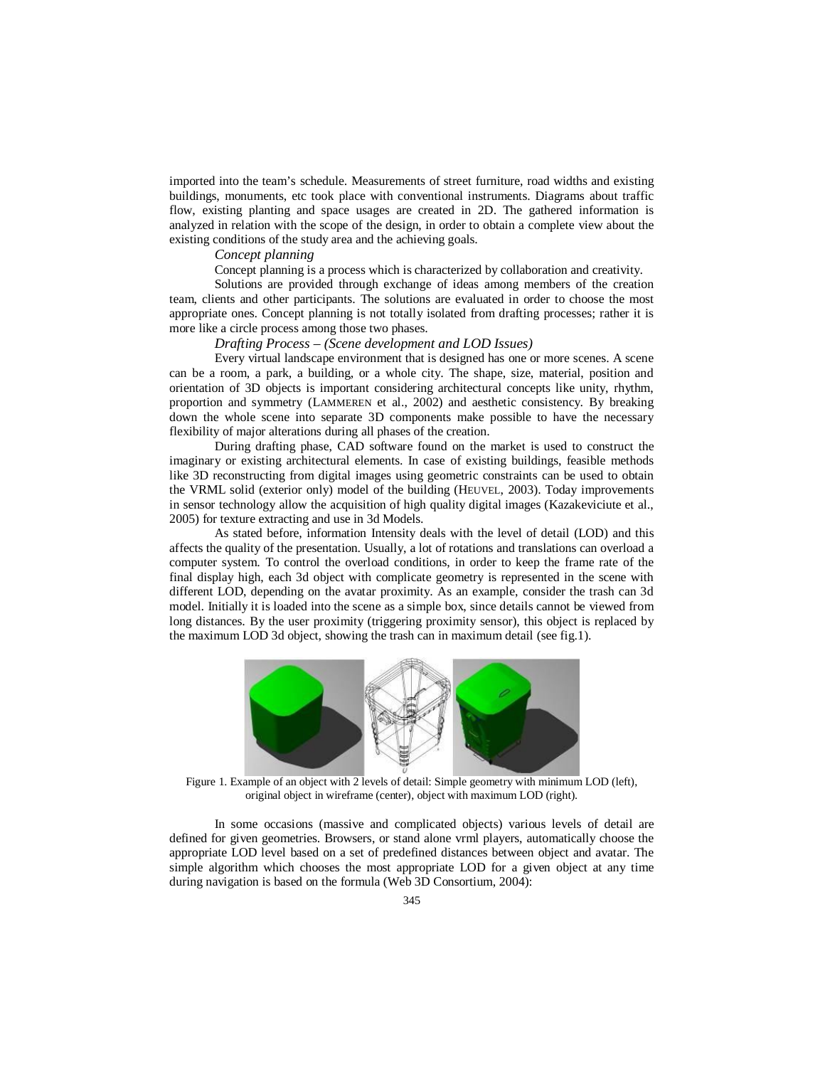imported into the team's schedule. Measurements of street furniture, road widths and existing buildings, monuments, etc took place with conventional instruments. Diagrams about traffic flow, existing planting and space usages are created in 2D. The gathered information is analyzed in relation with the scope of the design, in order to obtain a complete view about the existing conditions of the study area and the achieving goals.

*Concept planning*

Concept planning is a process which is characterized by collaboration and creativity.

Solutions are provided through exchange of ideas among members of the creation team, clients and other participants. The solutions are evaluated in order to choose the most appropriate ones. Concept planning is not totally isolated from drafting processes; rather it is more like a circle process among those two phases.

*Drafting Process – (Scene development and LOD Issues)*

Every virtual landscape environment that is designed has one or more scenes. A scene can be a room, a park, a building, or a whole city. The shape, size, material, position and orientation of 3D objects is important considering architectural concepts like unity, rhythm, proportion and symmetry (LAMMEREN et al., 2002) and aesthetic consistency. By breaking down the whole scene into separate 3D components make possible to have the necessary flexibility of major alterations during all phases of the creation.

During drafting phase, CAD software found on the market is used to construct the imaginary or existing architectural elements. In case of existing buildings, feasible methods like 3D reconstructing from digital images using geometric constraints can be used to obtain the VRML solid (exterior only) model of the building (HEUVEL, 2003). Today improvements in sensor technology allow the acquisition of high quality digital images (Kazakeviciute et al., 2005) for texture extracting and use in 3d Models.

As stated before, information Intensity deals with the level of detail (LOD) and this affects the quality of the presentation. Usually, a lot of rotations and translations can overload a computer system. To control the overload conditions, in order to keep the frame rate of the final display high, each 3d object with complicate geometry is represented in the scene with different LOD, depending on the avatar proximity. As an example, consider the trash can 3d model. Initially it is loaded into the scene as a simple box, since details cannot be viewed from long distances. By the user proximity (triggering proximity sensor), this object is replaced by the maximum LOD 3d object, showing the trash can in maximum detail (see fig.1).

Figure 1. Example of an object with 2 levels of detail: Simple geometry with minimum LOD (left), original object in wireframe (center), object with maximum LOD (right).

In some occasions (massive and complicated objects) various levels of detail are defined for given geometries. Browsers, or stand alone vrml players, automatically choose the appropriate LOD level based on a set of predefined distances between object and avatar. The simple algorithm which chooses the most appropriate LOD for a given object at any time during navigation is based on the formula (Web 3D Consortium, 2004):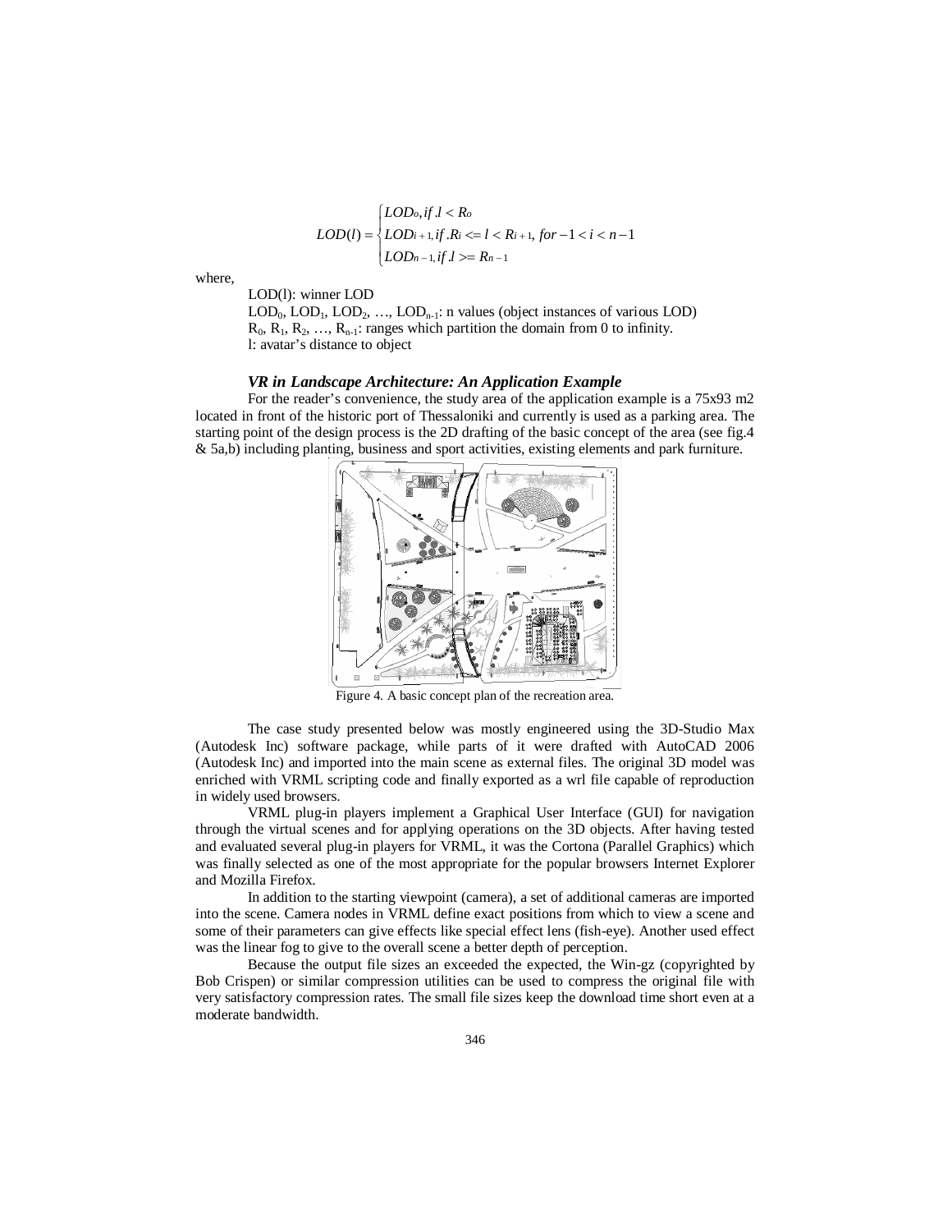$$LOD(l) = \begin{cases} LOD_0, if.l < R_0 \\ LOD_{i+1}, if.R_i <= l < R_{i+1}, for -1 < i < n-1 \\ LOD_{n-1}, if.l >= R_{n-1} \end{cases}$$

where,

LOD(l): winner LOD

$LOD_0$, $LOD_1$, $LOD_2$, …, $LOD_{n-1}$: n values (object instances of various LOD)

$R_0$, $R_1$, $R_2$, …, $R_{n-1}$: ranges which partition the domain from 0 to infinity.

l: avatar's distance to object

### *VR in Landscape Architecture: An Application Example*

For the reader's convenience, the study area of the application example is a 75x93 m2 located in front of the historic port of Thessaloniki and currently is used as a parking area. The starting point of the design process is the 2D drafting of the basic concept of the area (see fig.4 & 5a,b) including planting, business and sport activities, existing elements and park furniture.

Figure 4. A basic concept plan of the recreation area.

The case study presented below was mostly engineered using the 3D-Studio Max (Autodesk Inc) software package, while parts of it were drafted with AutoCAD 2006 (Autodesk Inc) and imported into the main scene as external files. The original 3D model was enriched with VRML scripting code and finally exported as a wrl file capable of reproduction in widely used browsers.

VRML plug-in players implement a Graphical User Interface (GUI) for navigation through the virtual scenes and for applying operations on the 3D objects. After having tested and evaluated several plug-in players for VRML, it was the Cortona (Parallel Graphics) which was finally selected as one of the most appropriate for the popular browsers Internet Explorer and Mozilla Firefox.

In addition to the starting viewpoint (camera), a set of additional cameras are imported into the scene. Camera nodes in VRML define exact positions from which to view a scene and some of their parameters can give effects like special effect lens (fish-eye). Another used effect was the linear fog to give to the overall scene a better depth of perception.

Because the output file sizes an exceeded the expected, the Win-gz (copyrighted by Bob Crispen) or similar compression utilities can be used to compress the original file with very satisfactory compression rates. The small file sizes keep the download time short even at a moderate bandwidth.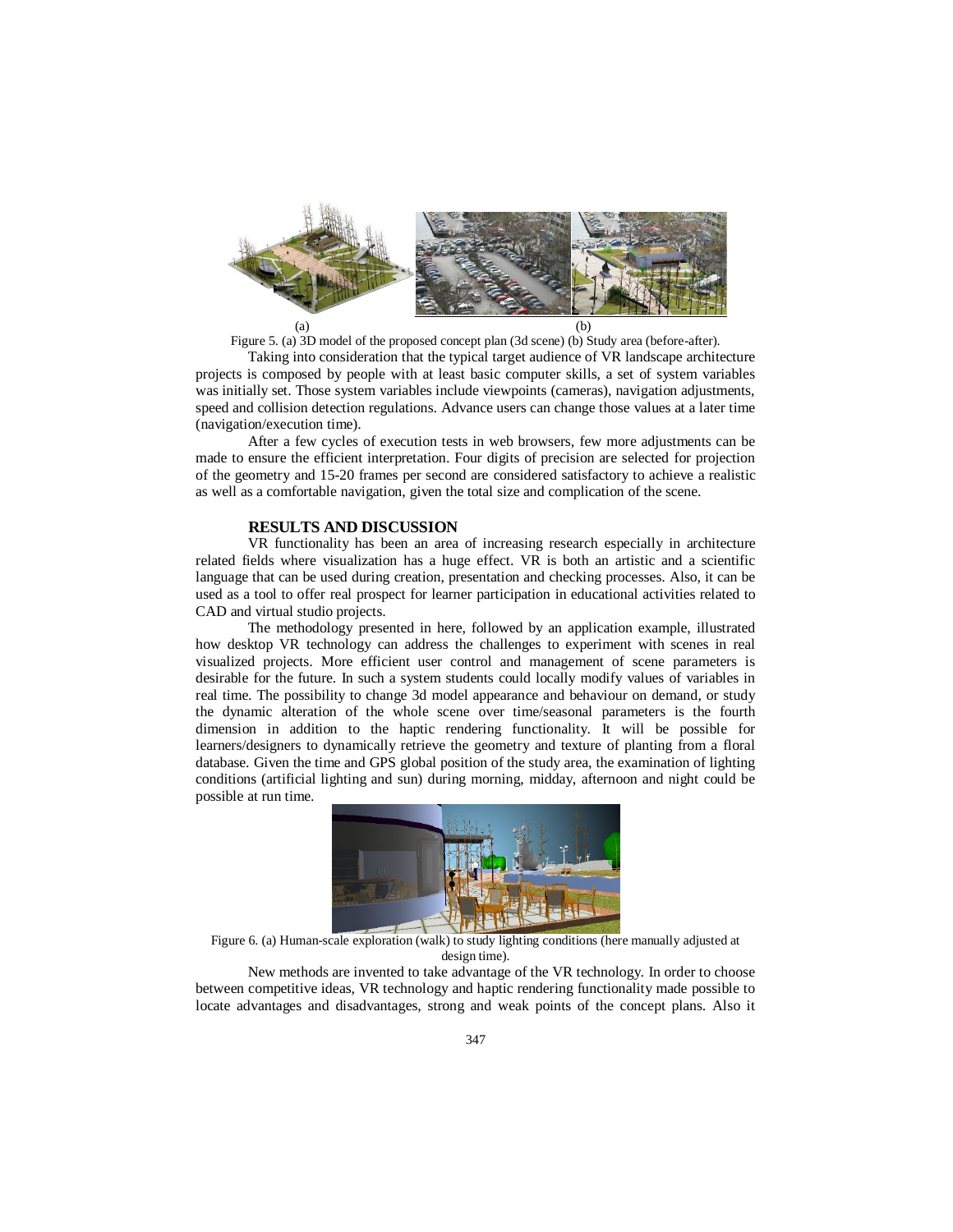(a) (b)

Figure 5. (a) 3D model of the proposed concept plan (3d scene) (b) Study area (before-after).

Taking into consideration that the typical target audience of VR landscape architecture projects is composed by people with at least basic computer skills, a set of system variables was initially set. Those system variables include viewpoints (cameras), navigation adjustments, speed and collision detection regulations. Advance users can change those values at a later time (navigation/execution time).

After a few cycles of execution tests in web browsers, few more adjustments can be made to ensure the efficient interpretation. Four digits of precision are selected for projection of the geometry and 15-20 frames per second are considered satisfactory to achieve a realistic as well as a comfortable navigation, given the total size and complication of the scene.

## RESULTS AND DISCUSSION

VR functionality has been an area of increasing research especially in architecture related fields where visualization has a huge effect. VR is both an artistic and a scientific language that can be used during creation, presentation and checking processes. Also, it can be used as a tool to offer real prospect for learner participation in educational activities related to CAD and virtual studio projects.

The methodology presented in here, followed by an application example, illustrated how desktop VR technology can address the challenges to experiment with scenes in real visualized projects. More efficient user control and management of scene parameters is desirable for the future. In such a system students could locally modify values of variables in real time. The possibility to change 3d model appearance and behaviour on demand, or study the dynamic alteration of the whole scene over time/seasonal parameters is the fourth dimension in addition to the haptic rendering functionality. It will be possible for learners/designers to dynamically retrieve the geometry and texture of planting from a floral database. Given the time and GPS global position of the study area, the examination of lighting conditions (artificial lighting and sun) during morning, midday, afternoon and night could be possible at run time.

Figure 6. (a) Human-scale exploration (walk) to study lighting conditions (here manually adjusted at design time).

New methods are invented to take advantage of the VR technology. In order to choose between competitive ideas, VR technology and haptic rendering functionality made possible to locate advantages and disadvantages, strong and weak points of the concept plans. Also it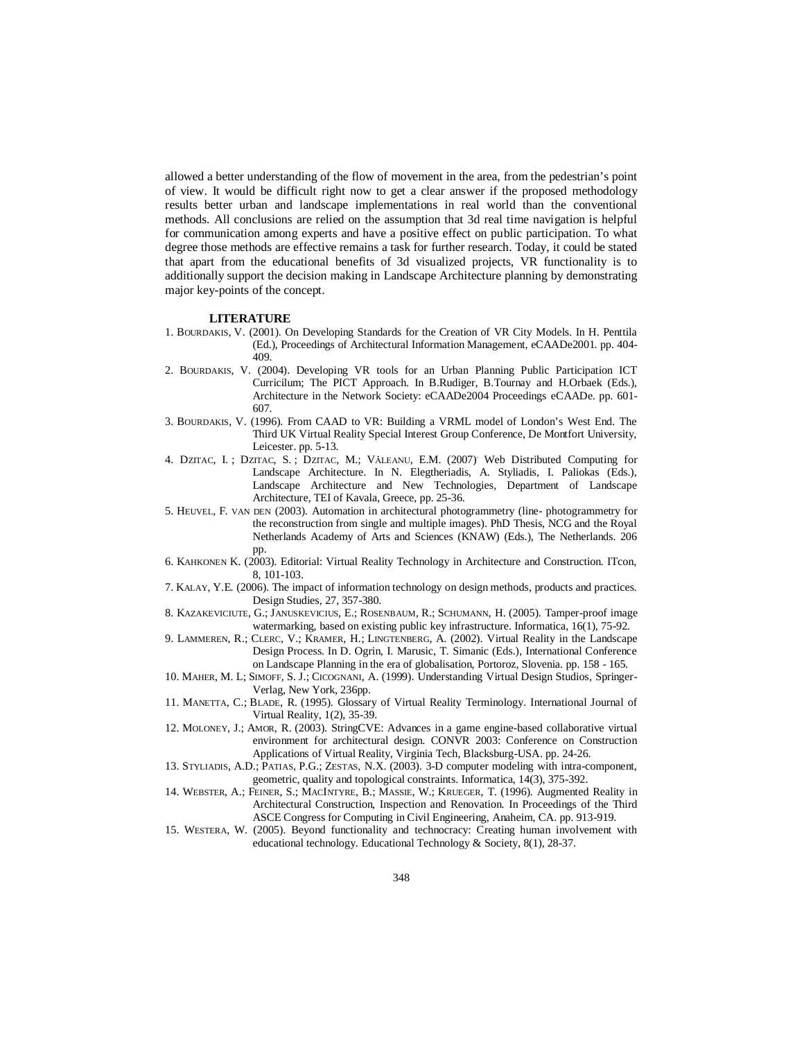allowed a better understanding of the flow of movement in the area, from the pedestrian's point of view. It would be difficult right now to get a clear answer if the proposed methodology results better urban and landscape implementations in real world than the conventional methods. All conclusions are relied on the assumption that 3d real time navigation is helpful for communication among experts and have a positive effect on public participation. To what degree those methods are effective remains a task for further research. Today, it could be stated that apart from the educational benefits of 3d visualized projects, VR functionality is to additionally support the decision making in Landscape Architecture planning by demonstrating major key-points of the concept.

**LITERATURE**

1. BOURDAKIS, V. (2001). On Developing Standards for the Creation of VR City Models. In H. Penttila (Ed.), Proceedings of Architectural Information Management, eCAADe2001. pp. 404-409.
2. BOURDAKIS, V. (2004). Developing VR tools for an Urban Planning Public Participation ICT Curricilum; The PICT Approach. In B.Rudiger, B.Tournay and H.Orbaek (Eds.), Architecture in the Network Society: eCAADe2004 Proceedings eCAADe. pp. 601-607.
3. BOURDAKIS, V. (1996). From CAAD to VR: Building a VRML model of London's West End. The Third UK Virtual Reality Special Interest Group Conference, De Montfort University, Leicester. pp. 5-13.
4. DZITAC, I. ; DZITAC, S. ; DZITAC, M.; VĂLEANU, E.M. (2007). Web Distributed Computing for Landscape Architecture. In N. Elegtheriadis, A. Styliadis, I. Paliokas (Eds.), Landscape Architecture and New Technologies, Department of Landscape Architecture, TEI of Kavala, Greece, pp. 25-36.
5. HEUVEL, F. VAN DEN (2003). Automation in architectural photogrammetry (line- photogrammetry for the reconstruction from single and multiple images). PhD Thesis, NCG and the Royal Netherlands Academy of Arts and Sciences (KNAW) (Eds.), The Netherlands. 206 pp.
6. KAHKONEN K. (2003). Editorial: Virtual Reality Technology in Architecture and Construction. ITcon, 8, 101-103.
7. KALAY, Y.E. (2006). The impact of information technology on design methods, products and practices. Design Studies, 27, 357-380.
8. KAZAKEVICIUTE, G.; JANUSKEVICIUS, E.; ROSENBAUM, R.; SCHUMANN, H. (2005). Tamper-proof image watermarking, based on existing public key infrastructure. Informatica, 16(1), 75-92.
9. LAMMEREN, R.; CLERC, V.; KRAMER, H.; LINGTENBERG, A. (2002). Virtual Reality in the Landscape Design Process. In D. Ogrin, I. Marusic, T. Simanic (Eds.), International Conference on Landscape Planning in the era of globalisation, Portoroz, Slovenia. pp. 158 - 165.
10. MAHER, M. L; SIMOFF, S. J.; CICOGNANI, A. (1999). Understanding Virtual Design Studios, Springer-Verlag, New York, 236pp.
11. MANETTA, C.; BLADE, R. (1995). Glossary of Virtual Reality Terminology. International Journal of Virtual Reality, 1(2), 35-39.
12. MOLONEY, J.; AMOR, R. (2003). StringCVE: Advances in a game engine-based collaborative virtual environment for architectural design. CONVR 2003: Conference on Construction Applications of Virtual Reality, Virginia Tech, Blacksburg-USA. pp. 24-26.
13. STYLIADIS, A.D.; PATIAS, P.G.; ZESTAS, N.X. (2003). 3-D computer modeling with intra-component, geometric, quality and topological constraints. Informatica, 14(3), 375-392.
14. WEBSTER, A.; FEINER, S.; MACINTYRE, B.; MASSIE, W.; KRUEGER, T. (1996). Augmented Reality in Architectural Construction, Inspection and Renovation. In Proceedings of the Third ASCE Congress for Computing in Civil Engineering, Anaheim, CA. pp. 913-919.
15. WESTERA, W. (2005). Beyond functionality and technocracy: Creating human involvement with educational technology. Educational Technology & Society, 8(1), 28-37.